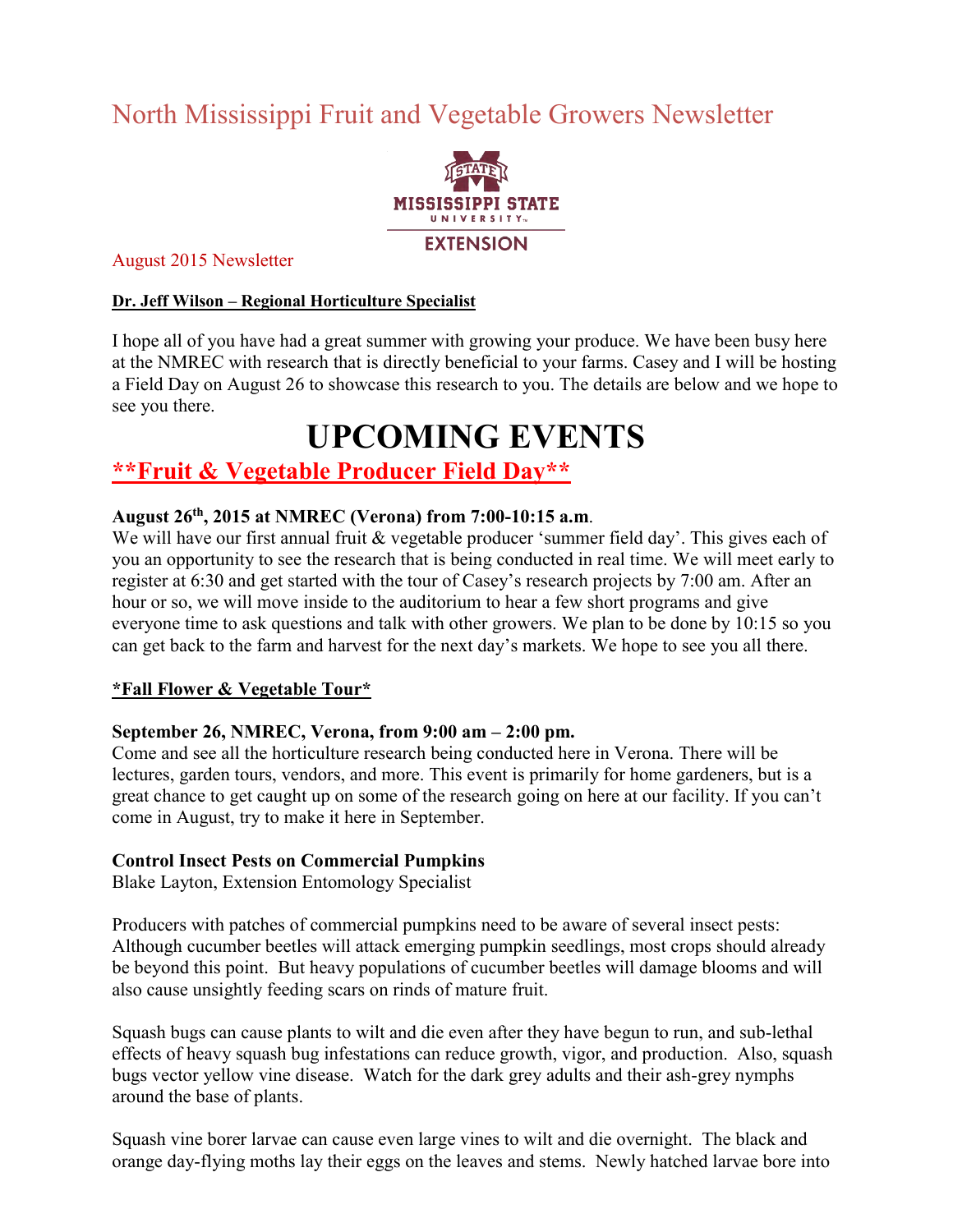# North Mississippi Fruit and Vegetable Growers Newsletter

Mississippi State University Extension

August 2015 Newsletter

**Dr. Jeff Wilson – Regional Horticulture Specialist**

I hope all of you have had a great summer with growing your produce. We have been busy here at the NMREC with research that is directly beneficial to your farms. Casey and I will be hosting a Field Day on August 26 to showcase this research to you. The details are below and we hope to see you there.

# UPCOMING EVENTS

## **\*\*Fruit & Vegetable Producer Field Day\*\***

**August 26th, 2015 at NMREC (Verona) from 7:00-10:15 a.m**.
We will have our first annual fruit & vegetable producer 'summer field day'. This gives each of you an opportunity to see the research that is being conducted in real time. We will meet early to register at 6:30 and get started with the tour of Casey's research projects by 7:00 am. After an hour or so, we will move inside to the auditorium to hear a few short programs and give everyone time to ask questions and talk with other growers. We plan to be done by 10:15 so you can get back to the farm and harvest for the next day's markets. We hope to see you all there.

**\*Fall Flower & Vegetable Tour\***

**September 26, NMREC, Verona, from 9:00 am – 2:00 pm.**
Come and see all the horticulture research being conducted here in Verona. There will be lectures, garden tours, vendors, and more. This event is primarily for home gardeners, but is a great chance to get caught up on some of the research going on here at our facility. If you can't come in August, try to make it here in September.

**Control Insect Pests on Commercial Pumpkins**
Blake Layton, Extension Entomology Specialist

Producers with patches of commercial pumpkins need to be aware of several insect pests: Although cucumber beetles will attack emerging pumpkin seedlings, most crops should already be beyond this point. But heavy populations of cucumber beetles will damage blooms and will also cause unsightly feeding scars on rinds of mature fruit.

Squash bugs can cause plants to wilt and die even after they have begun to run, and sub-lethal effects of heavy squash bug infestations can reduce growth, vigor, and production. Also, squash bugs vector yellow vine disease. Watch for the dark grey adults and their ash-grey nymphs around the base of plants.

Squash vine borer larvae can cause even large vines to wilt and die overnight. The black and orange day-flying moths lay their eggs on the leaves and stems. Newly hatched larvae bore into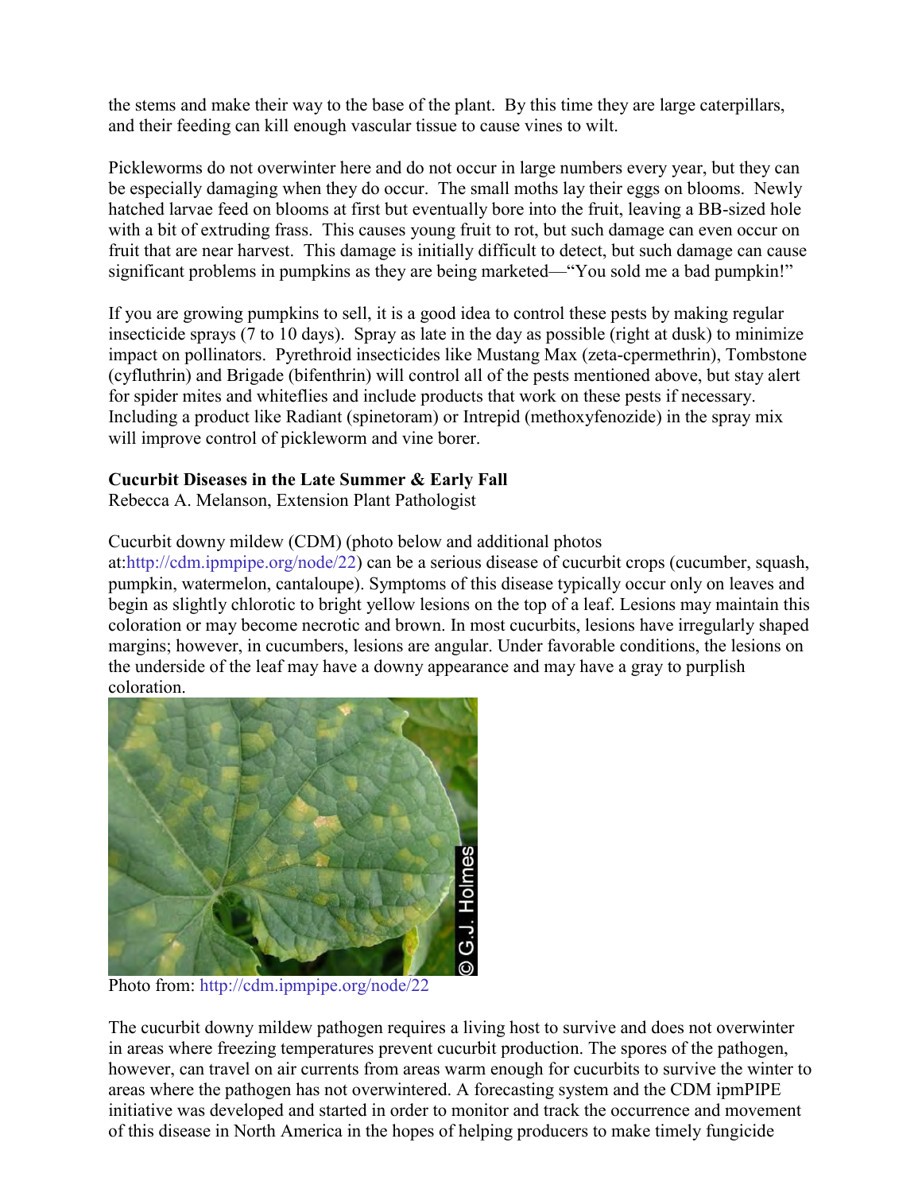the stems and make their way to the base of the plant. By this time they are large caterpillars, and their feeding can kill enough vascular tissue to cause vines to wilt.

Pickleworms do not overwinter here and do not occur in large numbers every year, but they can be especially damaging when they do occur. The small moths lay their eggs on blooms. Newly hatched larvae feed on blooms at first but eventually bore into the fruit, leaving a BB-sized hole with a bit of extruding frass. This causes young fruit to rot, but such damage can even occur on fruit that are near harvest. This damage is initially difficult to detect, but such damage can cause significant problems in pumpkins as they are being marketed—"You sold me a bad pumpkin!"

If you are growing pumpkins to sell, it is a good idea to control these pests by making regular insecticide sprays (7 to 10 days). Spray as late in the day as possible (right at dusk) to minimize impact on pollinators. Pyrethroid insecticides like Mustang Max (zeta-cpermethrin), Tombstone (cyfluthrin) and Brigade (bifenthrin) will control all of the pests mentioned above, but stay alert for spider mites and whiteflies and include products that work on these pests if necessary. Including a product like Radiant (spinetoram) or Intrepid (methoxyfenozide) in the spray mix will improve control of pickleworm and vine borer.

**Cucurbit Diseases in the Late Summer & Early Fall**
Rebecca A. Melanson, Extension Plant Pathologist

Cucurbit downy mildew (CDM) (photo below and additional photos at:http://cdm.ipmpipe.org/node/22) can be a serious disease of cucurbit crops (cucumber, squash, pumpkin, watermelon, cantaloupe). Symptoms of this disease typically occur only on leaves and begin as slightly chlorotic to bright yellow lesions on the top of a leaf. Lesions may maintain this coloration or may become necrotic and brown. In most cucurbits, lesions have irregularly shaped margins; however, in cucumbers, lesions are angular. Under favorable conditions, the lesions on the underside of the leaf may have a downy appearance and may have a gray to purplish coloration.

Photo from: http://cdm.ipmpipe.org/node/22

The cucurbit downy mildew pathogen requires a living host to survive and does not overwinter in areas where freezing temperatures prevent cucurbit production. The spores of the pathogen, however, can travel on air currents from areas warm enough for cucurbits to survive the winter to areas where the pathogen has not overwintered. A forecasting system and the CDM ipmPIPE initiative was developed and started in order to monitor and track the occurrence and movement of this disease in North America in the hopes of helping producers to make timely fungicide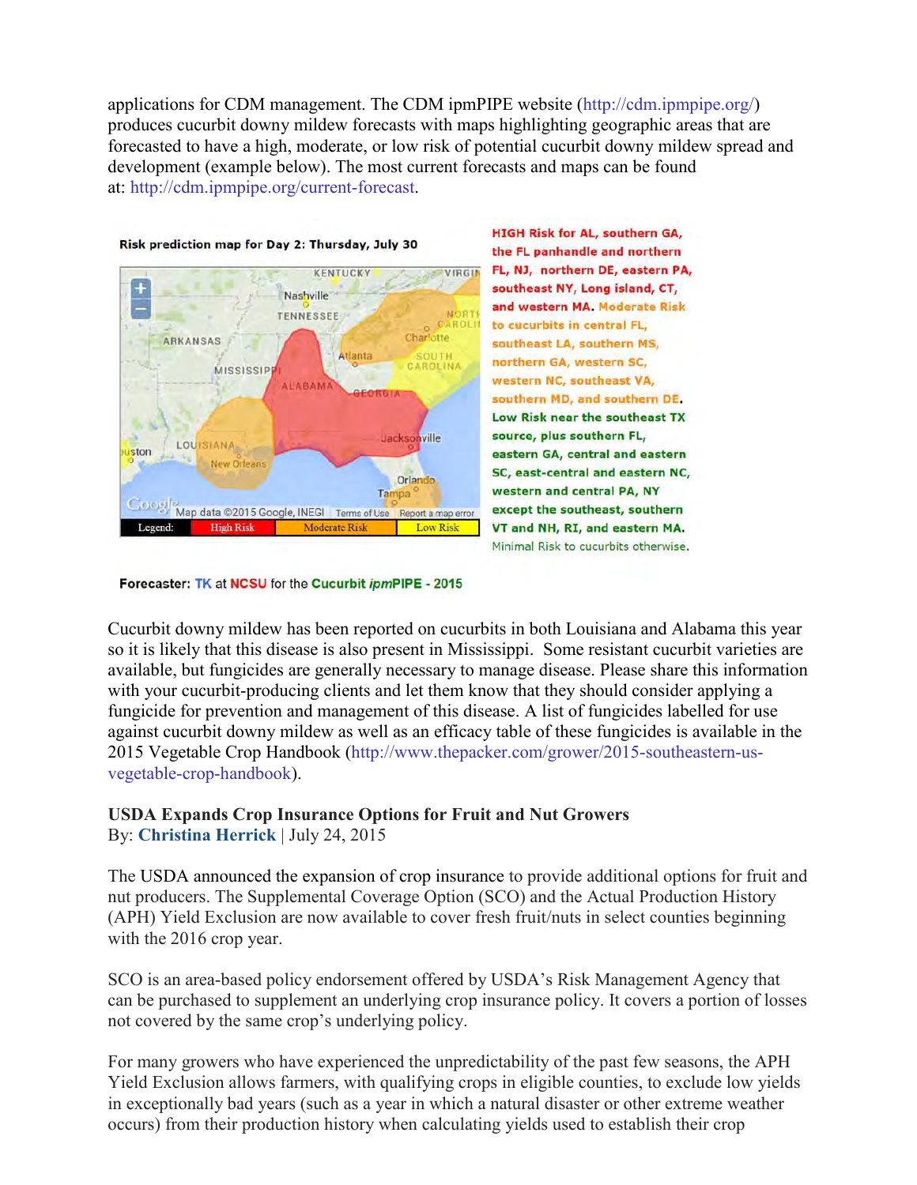applications for CDM management. The CDM ipmPIPE website (http://cdm.ipmpipe.org/) produces cucurbit downy mildew forecasts with maps highlighting geographic areas that are forecasted to have a high, moderate, or low risk of potential cucurbit downy mildew spread and development (example below). The most current forecasts and maps can be found at: http://cdm.ipmpipe.org/current-forecast.

Risk prediction map for Day 2: Thursday, July 30

HIGH Risk for AL, southern GA, the FL panhandle and northern FL, NJ, northern DE, eastern PA, southeast NY, Long island, CT, and western MA. Moderate Risk to cucurbits in central FL, southeast LA, southern MS, northern GA, western SC, western NC, southeast VA, southern MD, and southern DE. Low Risk near the southeast TX source, plus southern FL, eastern GA, central and eastern SC, east-central and eastern NC, western and central PA, NY except the southeast, southern VT and NH, RI, and eastern MA. Minimal Risk to cucurbits otherwise.

Forecaster: TK at NCSU for the Cucurbit *ipm*PIPE - 2015

Cucurbit downy mildew has been reported on cucurbits in both Louisiana and Alabama this year so it is likely that this disease is also present in Mississippi. Some resistant cucurbit varieties are available, but fungicides are generally necessary to manage disease. Please share this information with your cucurbit-producing clients and let them know that they should consider applying a fungicide for prevention and management of this disease. A list of fungicides labelled for use against cucurbit downy mildew as well as an efficacy table of these fungicides is available in the 2015 Vegetable Crop Handbook (http://www.thepacker.com/grower/2015-southeastern-us-vegetable-crop-handbook).

## USDA Expands Crop Insurance Options for Fruit and Nut Growers

By: **Christina Herrick** | July 24, 2015

The USDA announced the expansion of crop insurance to provide additional options for fruit and nut producers. The Supplemental Coverage Option (SCO) and the Actual Production History (APH) Yield Exclusion are now available to cover fresh fruit/nuts in select counties beginning with the 2016 crop year.

SCO is an area-based policy endorsement offered by USDA's Risk Management Agency that can be purchased to supplement an underlying crop insurance policy. It covers a portion of losses not covered by the same crop's underlying policy.

For many growers who have experienced the unpredictability of the past few seasons, the APH Yield Exclusion allows farmers, with qualifying crops in eligible counties, to exclude low yields in exceptionally bad years (such as a year in which a natural disaster or other extreme weather occurs) from their production history when calculating yields used to establish their crop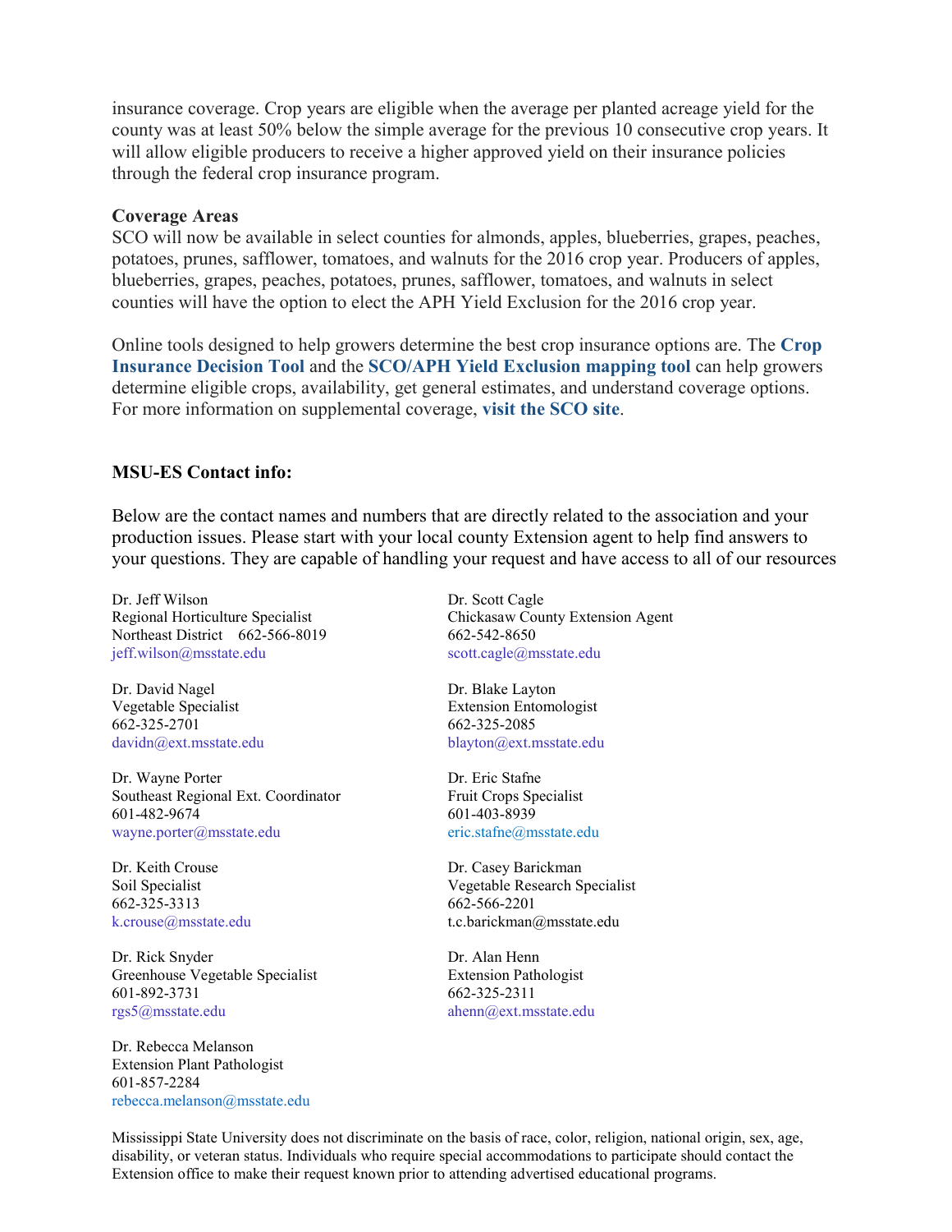insurance coverage. Crop years are eligible when the average per planted acreage yield for the county was at least 50% below the simple average for the previous 10 consecutive crop years. It will allow eligible producers to receive a higher approved yield on their insurance policies through the federal crop insurance program.

**Coverage Areas**

SCO will now be available in select counties for almonds, apples, blueberries, grapes, peaches, potatoes, prunes, safflower, tomatoes, and walnuts for the 2016 crop year. Producers of apples, blueberries, grapes, peaches, potatoes, prunes, safflower, tomatoes, and walnuts in select counties will have the option to elect the APH Yield Exclusion for the 2016 crop year.

Online tools designed to help growers determine the best crop insurance options are. The **Crop Insurance Decision Tool** and the **SCO/APH Yield Exclusion mapping tool** can help growers determine eligible crops, availability, get general estimates, and understand coverage options. For more information on supplemental coverage, **visit the SCO site**.

## MSU-ES Contact info:

Below are the contact names and numbers that are directly related to the association and your production issues. Please start with your local county Extension agent to help find answers to your questions. They are capable of handling your request and have access to all of our resources

Dr. Jeff Wilson
Regional Horticulture Specialist
Northeast District 662-566-8019
jeff.wilson@msstate.edu

Dr. Scott Cagle
Chickasaw County Extension Agent
662-542-8650
scott.cagle@msstate.edu

Dr. David Nagel
Vegetable Specialist
662-325-2701
davidn@ext.msstate.edu

Dr. Blake Layton
Extension Entomologist
662-325-2085
blayton@ext.msstate.edu

Dr. Wayne Porter
Southeast Regional Ext. Coordinator
601-482-9674
wayne.porter@msstate.edu

Dr. Eric Stafne
Fruit Crops Specialist
601-403-8939
eric.stafne@msstate.edu

Dr. Keith Crouse
Soil Specialist
662-325-3313
k.crouse@msstate.edu

Dr. Casey Barickman
Vegetable Research Specialist
662-566-2201
t.c.barickman@msstate.edu

Dr. Rick Snyder
Greenhouse Vegetable Specialist
601-892-3731
rgs5@msstate.edu

Dr. Alan Henn
Extension Pathologist
662-325-2311
ahenn@ext.msstate.edu

Dr. Rebecca Melanson
Extension Plant Pathologist
601-857-2284
rebecca.melanson@msstate.edu

Mississippi State University does not discriminate on the basis of race, color, religion, national origin, sex, age, disability, or veteran status. Individuals who require special accommodations to participate should contact the Extension office to make their request known prior to attending advertised educational programs.